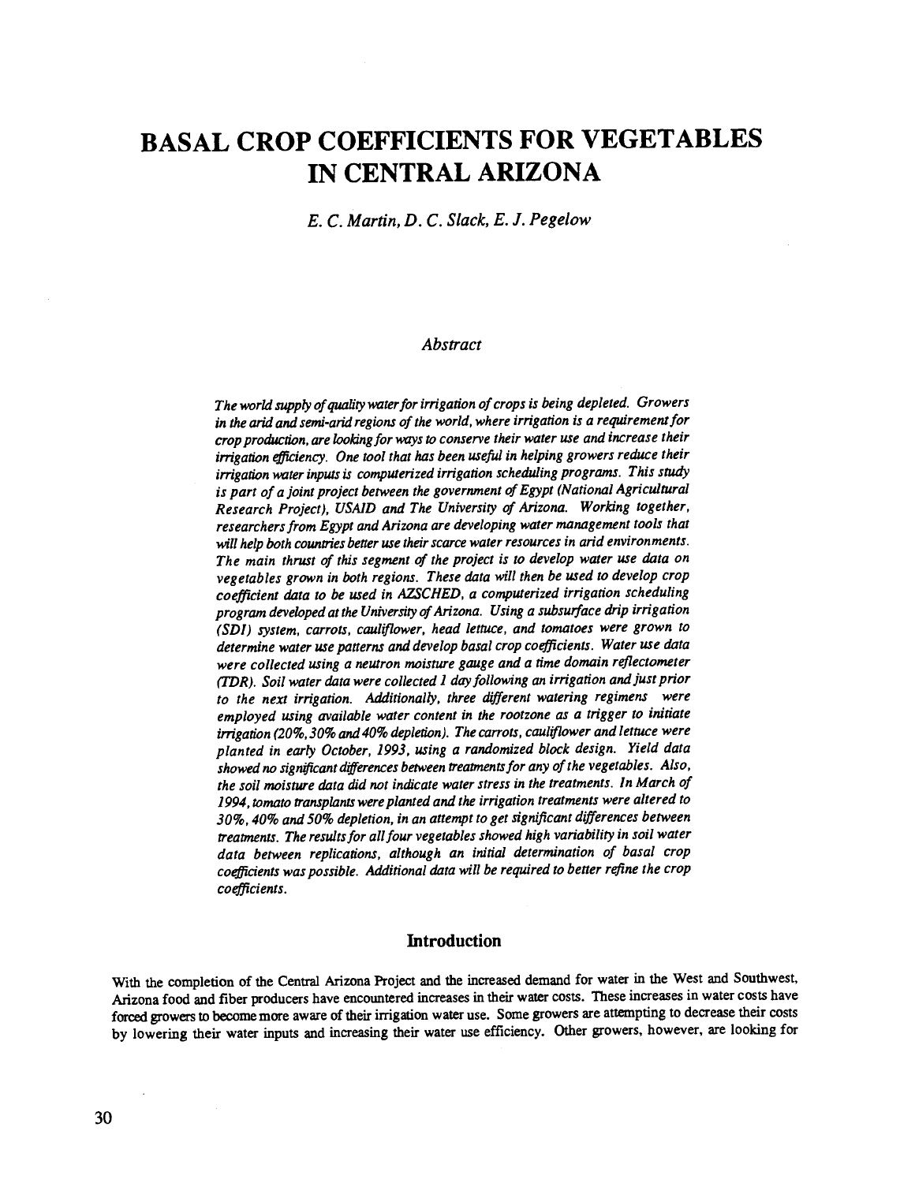# BASAL CROP COEFFICIENTS FOR VEGETABLES IN CENTRAL ARIZONA

*E. C. Martin, D. C. Slack, E. J. Pegelow*

## Abstract

*The world supply of quality water for irrigation of crops is being depleted. Growers in the arid and semi-arid regions of the world, where irrigation is a requirement for crop production, are looking for ways to conserve their water use and increase their irrigation efficiency. One tool that has been useful in helping growers reduce their irrigation water inputs is computerized irrigation scheduling programs. This study is part of a joint project between the government of Egypt (National Agricultural Research Project), USAID and The University of Arizona. Working together, researchers from Egypt and Arizona are developing water management tools that will help both countries better use their scarce water resources in arid environments. The main thrust of this segment of the project is to develop water use data on vegetables grown in both regions. These data will then be used to develop crop coefficient data to be used in AZSCHED, a computerized irrigation scheduling program developed at the University of Arizona. Using a subsurface drip irrigation (SDI) system, carrots, cauliflower, head lettuce, and tomatoes were grown to determine water use patterns and develop basal crop coefficients. Water use data were collected using a neutron moisture gauge and a time domain reflectometer (TDR). Soil water data were collected 1 day following an irrigation and just prior to the next irrigation. Additionally, three different watering regimens were employed using available water content in the rootzone as a trigger to initiate irrigation (20%, 30% and 40% depletion). The carrots, cauliflower and lettuce were planted in early October, 1993, using a randomized block design. Yield data showed no significant differences between treatments for any of the vegetables. Also, the soil moisture data did not indicate water stress in the treatments. In March of 1994, tomato transplants were planted and the irrigation treatments were altered to 30%, 40% and 50% depletion, in an attempt to get significant differences between treatments. The results for all four vegetables showed high variability in soil water data between replications, although an initial determination of basal crop coefficients was possible. Additional data will be required to better refine the crop coefficients.*

## Introduction

With the completion of the Central Arizona Project and the increased demand for water in the West and Southwest, Arizona food and fiber producers have encountered increases in their water costs. These increases in water costs have forced growers to become more aware of their irrigation water use. Some growers are attempting to decrease their costs by lowering their water inputs and increasing their water use efficiency. Other growers, however, are looking for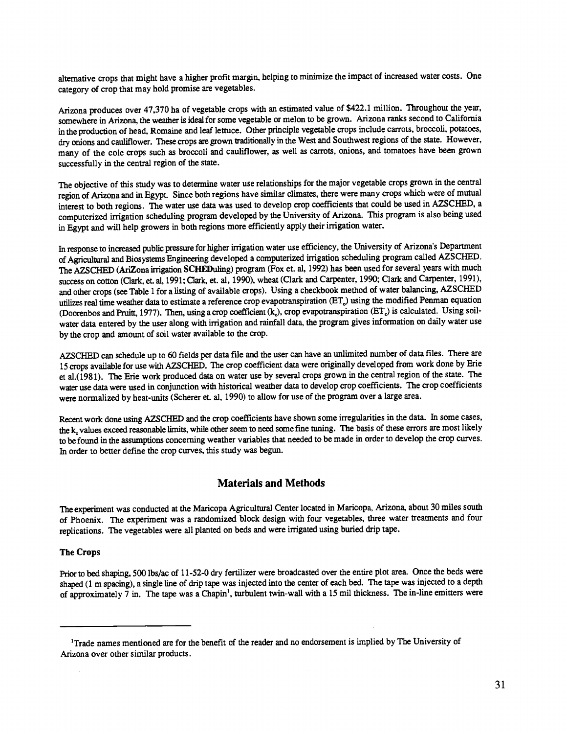alternative crops that might have a higher profit margin, helping to minimize the impact of increased water costs. One category of crop that may hold promise are vegetables.

Arizona produces over 47,370 ha of vegetable crops with an estimated value of $422.1 million. Throughout the year, somewhere in Arizona, the weather is ideal for some vegetable or melon to be grown. Arizona ranks second to California in the production of head, Romaine and leaf lettuce. Other principle vegetable crops include carrots, broccoli, potatoes, dry onions and cauliflower. These crops are grown traditionally in the West and Southwest regions of the state. However, many of the cole crops such as broccoli and cauliflower, as well as carrots, onions, and tomatoes have been grown successfully in the central region of the state.

The objective of this study was to determine water use relationships for the major vegetable crops grown in the central region of Arizona and in Egypt. Since both regions have similar climates, there were many crops which were of mutual interest to both regions. The water use data was used to develop crop coefficients that could be used in AZSCHED, a computerized irrigation scheduling program developed by the University of Arizona. This program is also being used in Egypt and will help growers in both regions more efficiently apply their irrigation water.

In response to increased public pressure for higher irrigation water use efficiency, the University of Arizona's Department of Agricultural and Biosystems Engineering developed a computerized irrigation scheduling program called AZSCHED. The AZSCHED (AriZona irrigation SCHEDuling) program (Fox et. al, 1992) has been used for several years with much success on cotton (Clark, et. al, 1991; Clark, et. al, 1990), wheat (Clark and Carpenter, 1990; Clark and Carpenter, 1991), and other crops (see Table 1 for a listing of available crops). Using a checkbook method of water balancing, AZSCHED utilizes real time weather data to estimate a reference crop evapotranspiration ($ET_o$) using the modified Penman equation (Doorenbos and Pruitt, 1977). Then, using a crop coefficient ($k_c$), crop evapotranspiration ($ET_c$) is calculated. Using soil-water data entered by the user along with irrigation and rainfall data, the program gives information on daily water use by the crop and amount of soil water available to the crop.

AZSCHED can schedule up to 60 fields per data file and the user can have an unlimited number of data files. There are 15 crops available for use with AZSCHED. The crop coefficient data were originally developed from work done by Erie et al.(1981). The Erie work produced data on water use by several crops grown in the central region of the state. The water use data were used in conjunction with historical weather data to develop crop coefficients. The crop coefficients were normalized by heat-units (Scherer et. al, 1990) to allow for use of the program over a large area.

Recent work done using AZSCHED and the crop coefficients have shown some irregularities in the data. In some cases, the $k_c$ values exceed reasonable limits, while other seem to need some fine tuning. The basis of these errors are most likely to be found in the assumptions concerning weather variables that needed to be made in order to develop the crop curves. In order to better define the crop curves, this study was begun.

## Materials and Methods

The experiment was conducted at the Maricopa Agricultural Center located in Maricopa, Arizona, about 30 miles south of Phoenix. The experiment was a randomized block design with four vegetables, three water treatments and four replications. The vegetables were all planted on beds and were irrigated using buried drip tape.

### The Crops

Prior to bed shaping, 500 lbs/ac of 11-52-0 dry fertilizer were broadcasted over the entire plot area. Once the beds were shaped (1 m spacing), a single line of drip tape was injected into the center of each bed. The tape was injected to a depth of approximately 7 in. The tape was a Chapin[1], turbulent twin-wall with a 15 mil thickness. The in-line emitters were

[1]Trade names mentioned are for the benefit of the reader and no endorsement is implied by The University of Arizona over other similar products.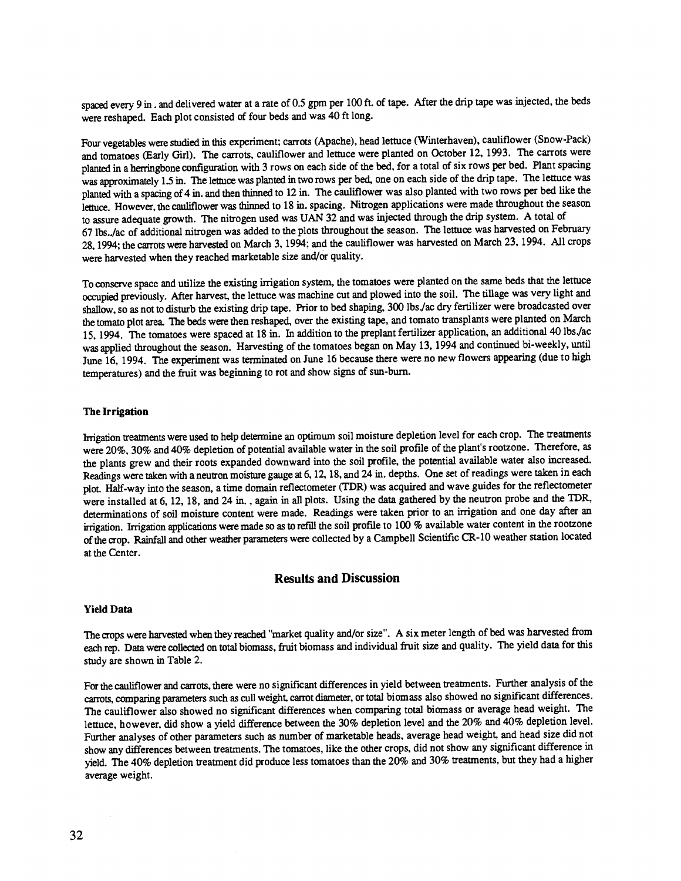spaced every 9 in . and delivered water at a rate of 0.5 gpm per 100 ft. of tape. After the drip tape was injected, the beds were reshaped. Each plot consisted of four beds and was 40 ft long.

Four vegetables were studied in this experiment; carrots (Apache), head lettuce (Winterhaven), cauliflower (Snow-Pack) and tomatoes (Early Girl). The carrots, cauliflower and lettuce were planted on October 12, 1993. The carrots were planted in a herringbone configuration with 3 rows on each side of the bed, for a total of six rows per bed. Plant spacing was approximately 1.5 in. The lettuce was planted in two rows per bed, one on each side of the drip tape. The lettuce was planted with a spacing of 4 in. and then thinned to 12 in. The cauliflower was also planted with two rows per bed like the lettuce. However, the cauliflower was thinned to 18 in. spacing. Nitrogen applications were made throughout the season to assure adequate growth. The nitrogen used was UAN 32 and was injected through the drip system. A total of 67 lbs./ac of additional nitrogen was added to the plots throughout the season. The lettuce was harvested on February 28, 1994; the carrots were harvested on March 3, 1994; and the cauliflower was harvested on March 23, 1994. All crops were harvested when they reached marketable size and/or quality.

To conserve space and utilize the existing irrigation system, the tomatoes were planted on the same beds that the lettuce occupied previously. After harvest, the lettuce was machine cut and plowed into the soil. The tillage was very light and shallow, so as not to disturb the existing drip tape. Prior to bed shaping, 300 lbs./ac dry fertilizer were broadcasted over the tomato plot area. The beds were then reshaped, over the existing tape, and tomato transplants were planted on March 15, 1994. The tomatoes were spaced at 18 in. In addition to the preplant fertilizer application, an additional 40 lbs./ac was applied throughout the season. Harvesting of the tomatoes began on May 13, 1994 and continued bi-weekly, until June 16, 1994. The experiment was terminated on June 16 because there were no new flowers appearing (due to high temperatures) and the fruit was beginning to rot and show signs of sun-burn.

### The Irrigation

Irrigation treatments were used to help determine an optimum soil moisture depletion level for each crop. The treatments were 20%, 30% and 40% depletion of potential available water in the soil profile of the plant's rootzone. Therefore, as the plants grew and their roots expanded downward into the soil profile, the potential available water also increased. Readings were taken with a neutron moisture gauge at 6, 12, 18, and 24 in. depths. One set of readings were taken in each plot. Half-way into the season, a time domain reflectometer (TDR) was acquired and wave guides for the reflectometer were installed at 6, 12, 18, and 24 in. , again in all plots. Using the data gathered by the neutron probe and the TDR, determinations of soil moisture content were made. Readings were taken prior to an irrigation and one day after an irrigation. Irrigation applications were made so as to refill the soil profile to 100 % available water content in the rootzone of the crop. Rainfall and other weather parameters were collected by a Campbell Scientific CR-10 weather station located at the Center.

## Results and Discussion

### Yield Data

The crops were harvested when they reached "market quality and/or size". A six meter length of bed was harvested from each rep. Data were collected on total biomass, fruit biomass and individual fruit size and quality. The yield data for this study are shown in Table 2.

For the cauliflower and carrots, there were no significant differences in yield between treatments. Further analysis of the carrots, comparing parameters such as cull weight, carrot diameter, or total biomass also showed no significant differences. The cauliflower also showed no significant differences when comparing total biomass or average head weight. The lettuce, however, did show a yield difference between the 30% depletion level and the 20% and 40% depletion level. Further analyses of other parameters such as number of marketable heads, average head weight, and head size did not show any differences between treatments. The tomatoes, like the other crops, did not show any significant difference in yield. The 40% depletion treatment did produce less tomatoes than the 20% and 30% treatments, but they had a higher average weight.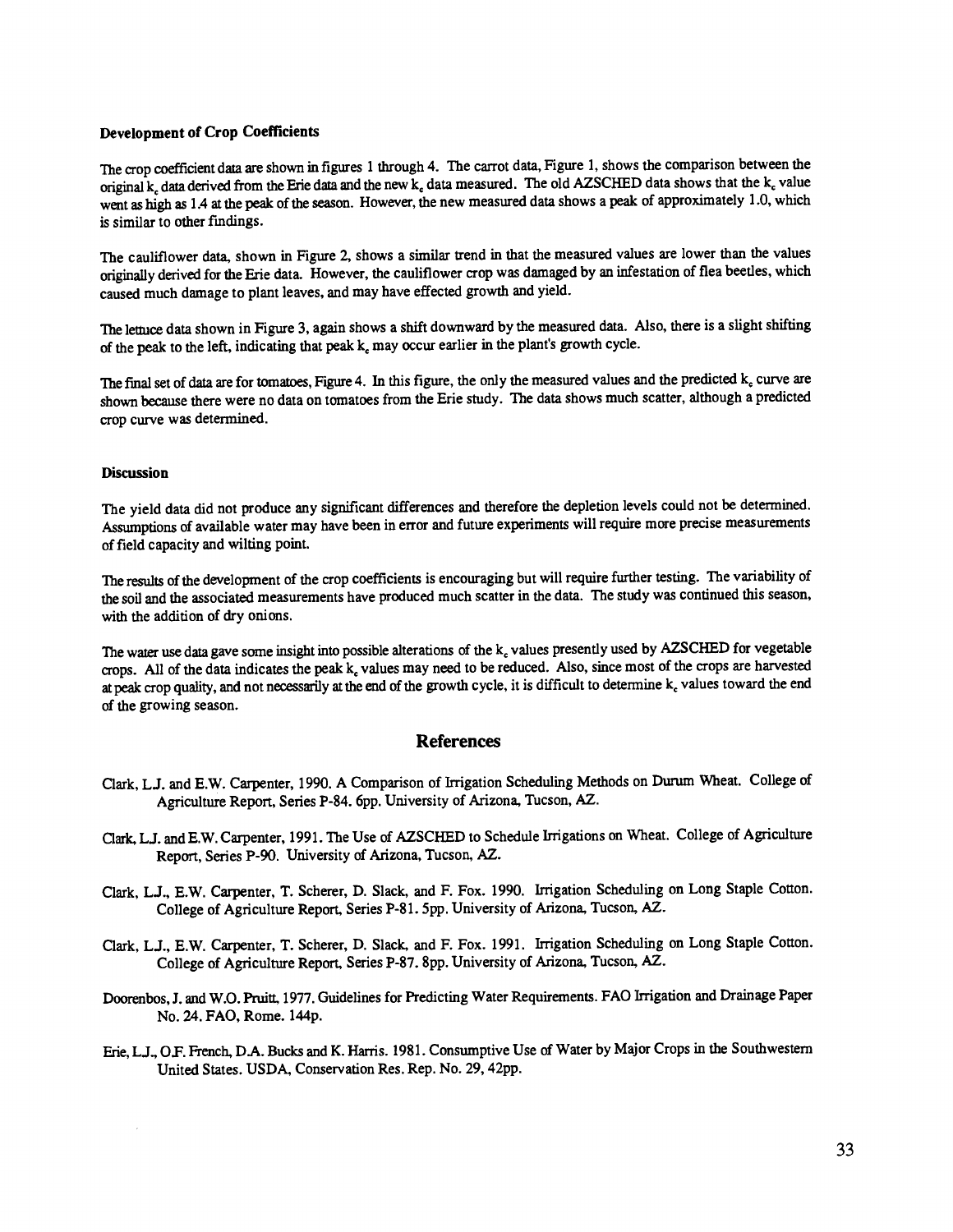### Development of Crop Coefficients

The crop coefficient data are shown in figures 1 through 4. The carrot data, Figure 1, shows the comparison between the original $k_c$ data derived from the Erie data and the new $k_c$ data measured. The old AZSCHED data shows that the $k_c$ value went as high as 1.4 at the peak of the season. However, the new measured data shows a peak of approximately 1.0, which is similar to other findings.

The cauliflower data, shown in Figure 2, shows a similar trend in that the measured values are lower than the values originally derived for the Erie data. However, the cauliflower crop was damaged by an infestation of flea beetles, which caused much damage to plant leaves, and may have effected growth and yield.

The lettuce data shown in Figure 3, again shows a shift downward by the measured data. Also, there is a slight shifting of the peak to the left, indicating that peak $k_c$ may occur earlier in the plant's growth cycle.

The final set of data are for tomatoes, Figure 4. In this figure, the only the measured values and the predicted $k_c$ curve are shown because there were no data on tomatoes from the Erie study. The data shows much scatter, although a predicted crop curve was determined.

### Discussion

The yield data did not produce any significant differences and therefore the depletion levels could not be determined. Assumptions of available water may have been in error and future experiments will require more precise measurements of field capacity and wilting point.

The results of the development of the crop coefficients is encouraging but will require further testing. The variability of the soil and the associated measurements have produced much scatter in the data. The study was continued this season, with the addition of dry onions.

The water use data gave some insight into possible alterations of the $k_c$ values presently used by AZSCHED for vegetable crops. All of the data indicates the peak $k_c$ values may need to be reduced. Also, since most of the crops are harvested at peak crop quality, and not necessarily at the end of the growth cycle, it is difficult to determine $k_c$ values toward the end of the growing season.

## References

Clark, L.J. and E.W. Carpenter, 1990. A Comparison of Irrigation Scheduling Methods on Durum Wheat. College of Agriculture Report, Series P-84. 6pp. University of Arizona, Tucson, AZ.

Clark, L.J. and E.W. Carpenter, 1991. The Use of AZSCHED to Schedule Irrigations on Wheat. College of Agriculture Report, Series P-90. University of Arizona, Tucson, AZ.

Clark, L.J., E.W. Carpenter, T. Scherer, D. Slack, and F. Fox. 1990. Irrigation Scheduling on Long Staple Cotton. College of Agriculture Report, Series P-81. 5pp. University of Arizona, Tucson, AZ.

Clark, L.J., E.W. Carpenter, T. Scherer, D. Slack, and F. Fox. 1991. Irrigation Scheduling on Long Staple Cotton. College of Agriculture Report, Series P-87. 8pp. University of Arizona, Tucson, AZ.

Doorenbos, J. and W.O. Pruitt, 1977. Guidelines for Predicting Water Requirements. FAO Irrigation and Drainage Paper No. 24. FAO, Rome. 144p.

Erie, L.J., O.F. French, D.A. Bucks and K. Harris. 1981. Consumptive Use of Water by Major Crops in the Southwestern United States. USDA, Conservation Res. Rep. No. 29, 42pp.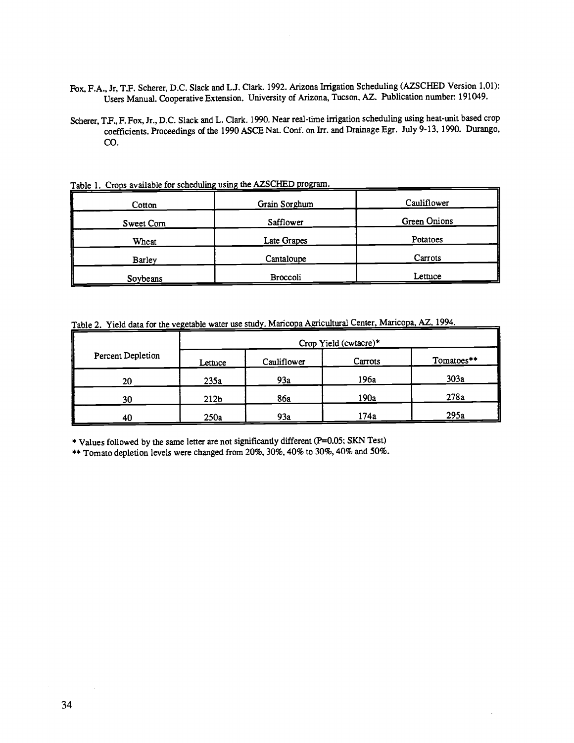Fox, F.A., Jr, T.F. Scherer, D.C. Slack and L.J. Clark. 1992. Arizona Irrigation Scheduling (AZSCHED Version 1,01): Users Manual. Cooperative Extension. University of Arizona, Tucson, AZ. Publication number: 191049.

Scherer, T.F., F. Fox, Jr., D.C. Slack and L. Clark. 1990. Near real-time irrigation scheduling using heat-unit based crop coefficients. Proceedings of the 1990 ASCE Nat. Conf. on Irr. and Drainage Egr. July 9-13, 1990. Durango, CO.

Table 1. Crops available for scheduling using the AZSCHED program.

| | | |
|---|---|---|
| Cotton | Grain Sorghum | Cauliflower |
| Sweet Corn | Safflower | Green Onions |
| Wheat | Late Grapes | Potatoes |
| Barley | Cantaloupe | Carrots |
| Soybeans | Broccoli | Lettuce |

Table 2. Yield data for the vegetable water use study. Maricopa Agricultural Center, Maricopa, AZ, 1994.

| Percent Depletion | Crop Yield (cwtacre)* | | | |
|---|---|---|---|---|
| | Lettuce | Cauliflower | Carrots | Tomatoes** |
| 20 | 235a | 93a | 196a | 303a |
| 30 | 212b | 86a | 190a | 278a |
| 40 | 250a | 93a | 174a | 295a |

* Values followed by the same letter are not significantly different (P=0.05; SKN Test)

** Tomato depletion levels were changed from 20%, 30%, 40% to 30%, 40% and 50%.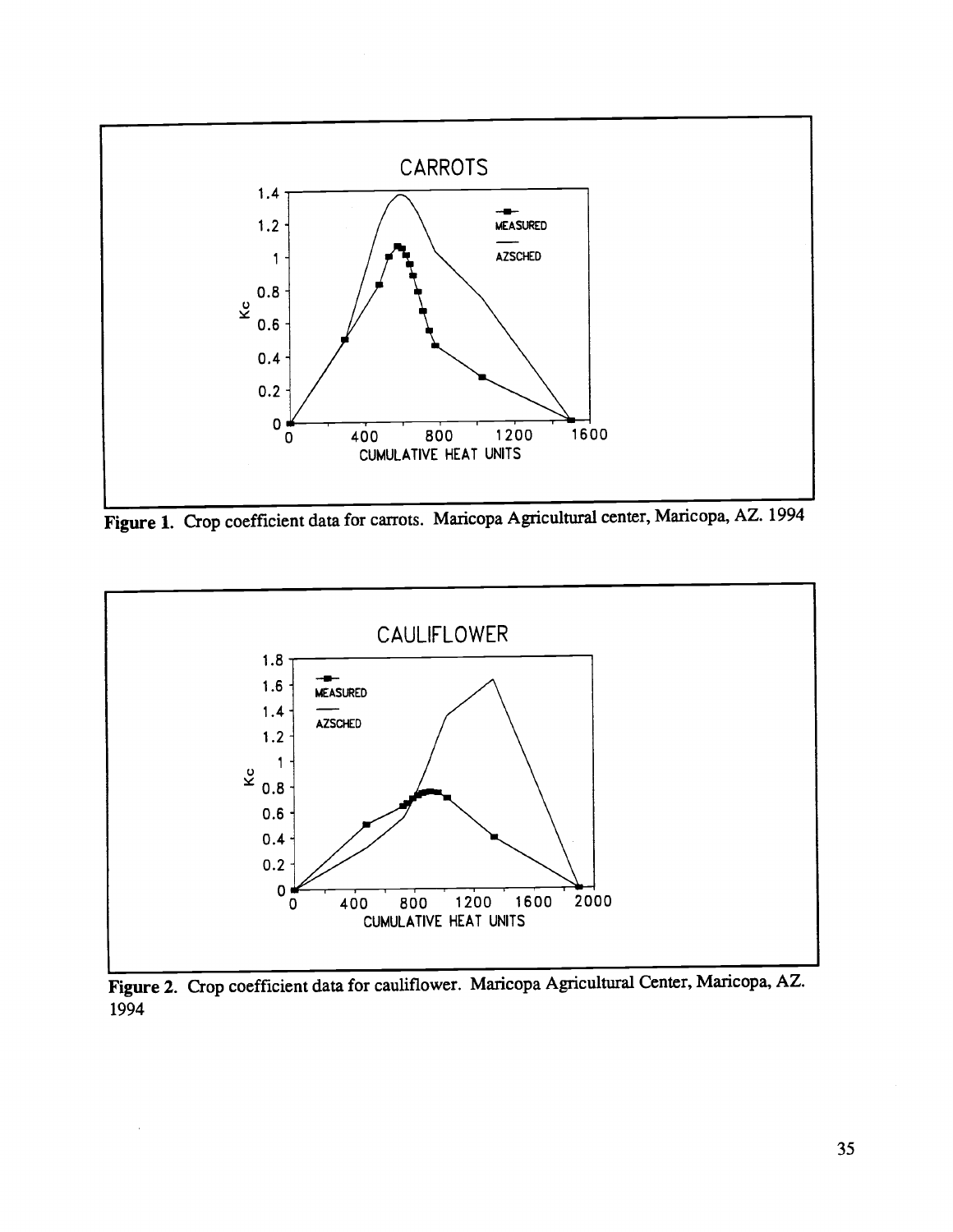Figure 1. Crop coefficient data for carrots. Maricopa Agricultural center, Maricopa, AZ. 1994

Figure 2. Crop coefficient data for cauliflower. Maricopa Agricultural Center, Maricopa, AZ. 1994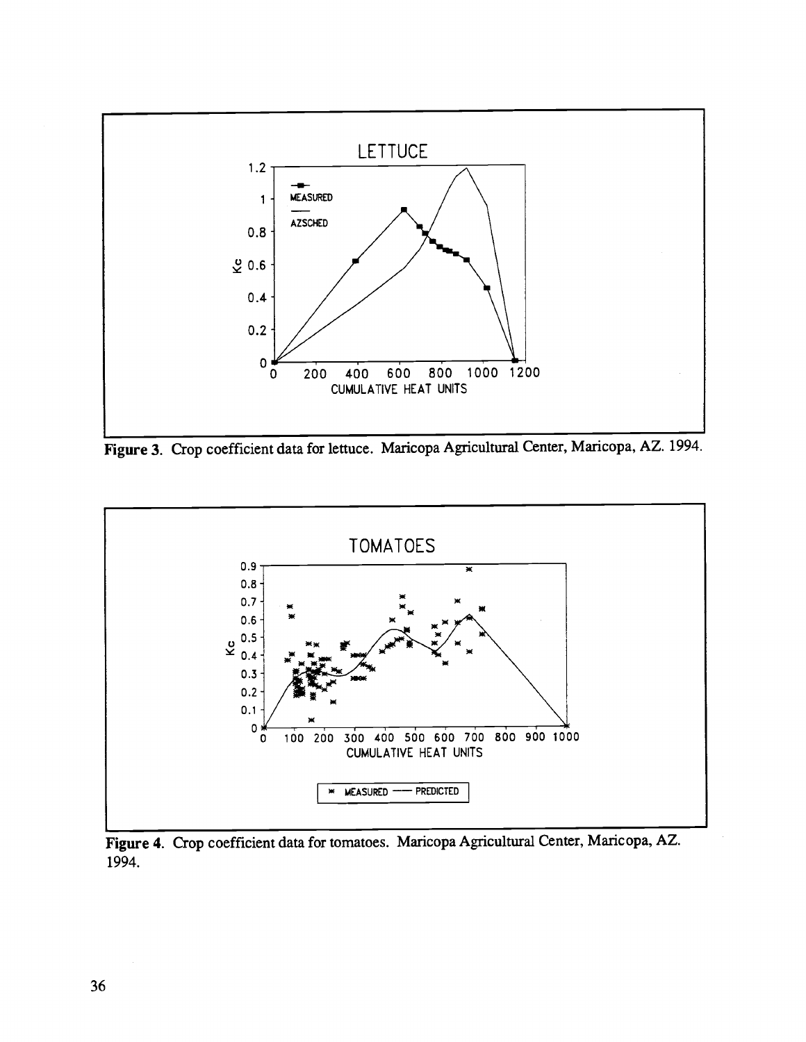LETTUCE

1.2
1
0.8
0.6
0.4
0.2
0

Kc

MEASURED

AZSCHED

0 200 400 600 800 1000 1200

CUMULATIVE HEAT UNITS

**Figure 3.** Crop coefficient data for lettuce. Maricopa Agricultural Center, Maricopa, AZ. 1994.

TOMATOES

0.9
0.8
0.7
0.6
0.5
0.4
0.3
0.2
0.1
0

Kc

0 100 200 300 400 500 600 700 800 900 1000

CUMULATIVE HEAT UNITS

MEASURED — PREDICTED

**Figure 4.** Crop coefficient data for tomatoes. Maricopa Agricultural Center, Maricopa, AZ. 1994.